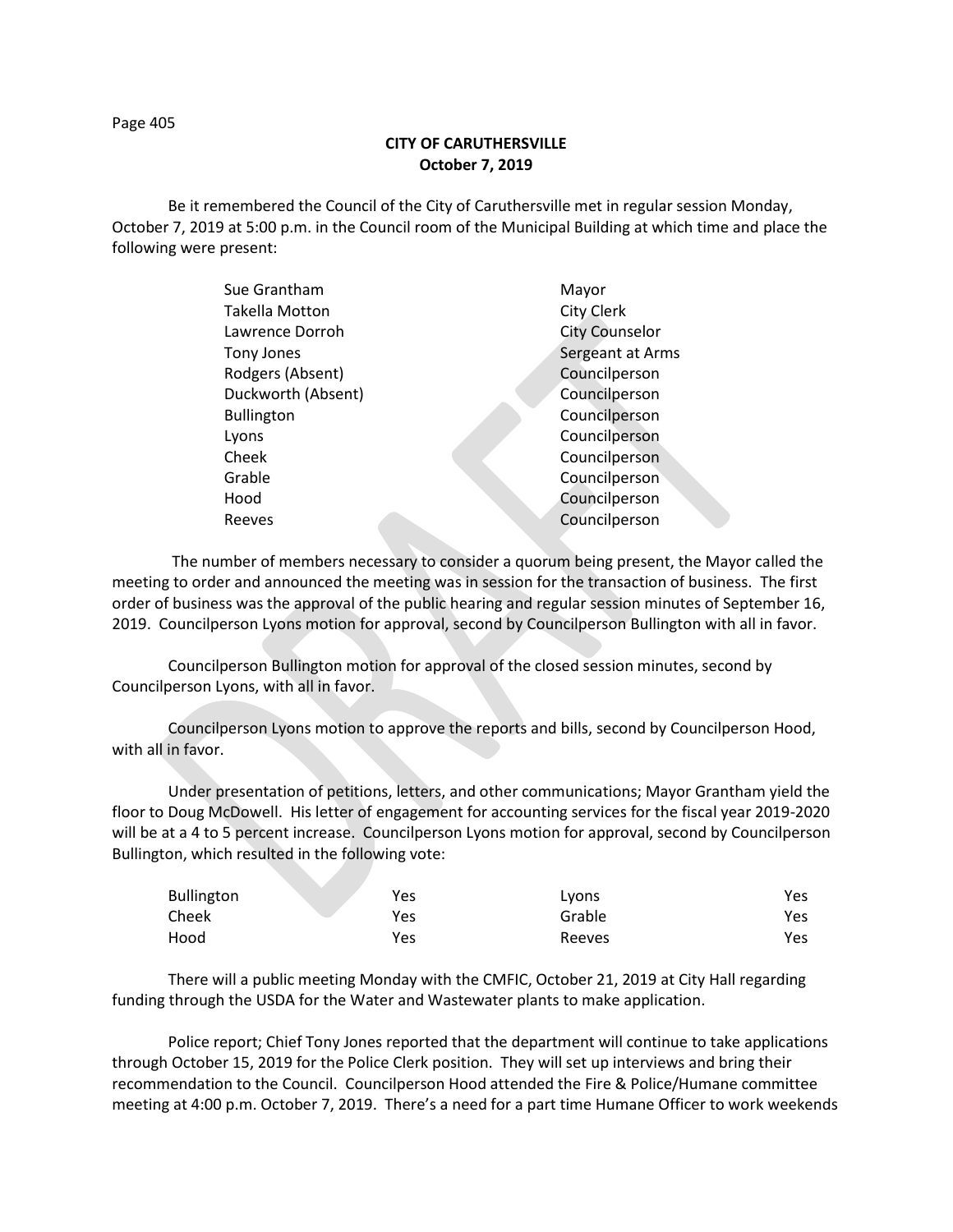**CITY OF CARUTHERSVILLE**
**October 7, 2019**

Be it remembered the Council of the City of Caruthersville met in regular session Monday, October 7, 2019 at 5:00 p.m. in the Council room of the Municipal Building at which time and place the following were present:

| | |
|---|---|
| Sue Grantham | Mayor |
| Takella Motton | City Clerk |
| Lawrence Dorroh | City Counselor |
| Tony Jones | Sergeant at Arms |
| Rodgers (Absent) | Councilperson |
| Duckworth (Absent) | Councilperson |
| Bullington | Councilperson |
| Lyons | Councilperson |
| Cheek | Councilperson |
| Grable | Councilperson |
| Hood | Councilperson |
| Reeves | Councilperson |

The number of members necessary to consider a quorum being present, the Mayor called the meeting to order and announced the meeting was in session for the transaction of business. The first order of business was the approval of the public hearing and regular session minutes of September 16, 2019. Councilperson Lyons motion for approval, second by Councilperson Bullington with all in favor.

Councilperson Bullington motion for approval of the closed session minutes, second by Councilperson Lyons, with all in favor.

Councilperson Lyons motion to approve the reports and bills, second by Councilperson Hood, with all in favor.

Under presentation of petitions, letters, and other communications; Mayor Grantham yield the floor to Doug McDowell. His letter of engagement for accounting services for the fiscal year 2019-2020 will be at a 4 to 5 percent increase. Councilperson Lyons motion for approval, second by Councilperson Bullington, which resulted in the following vote:

| | | | |
|---|---|---|---|
| Bullington | Yes | Lyons | Yes |
| Cheek | Yes | Grable | Yes |
| Hood | Yes | Reeves | Yes |

There will a public meeting Monday with the CMFIC, October 21, 2019 at City Hall regarding funding through the USDA for the Water and Wastewater plants to make application.

Police report; Chief Tony Jones reported that the department will continue to take applications through October 15, 2019 for the Police Clerk position. They will set up interviews and bring their recommendation to the Council. Councilperson Hood attended the Fire & Police/Humane committee meeting at 4:00 p.m. October 7, 2019. There's a need for a part time Humane Officer to work weekends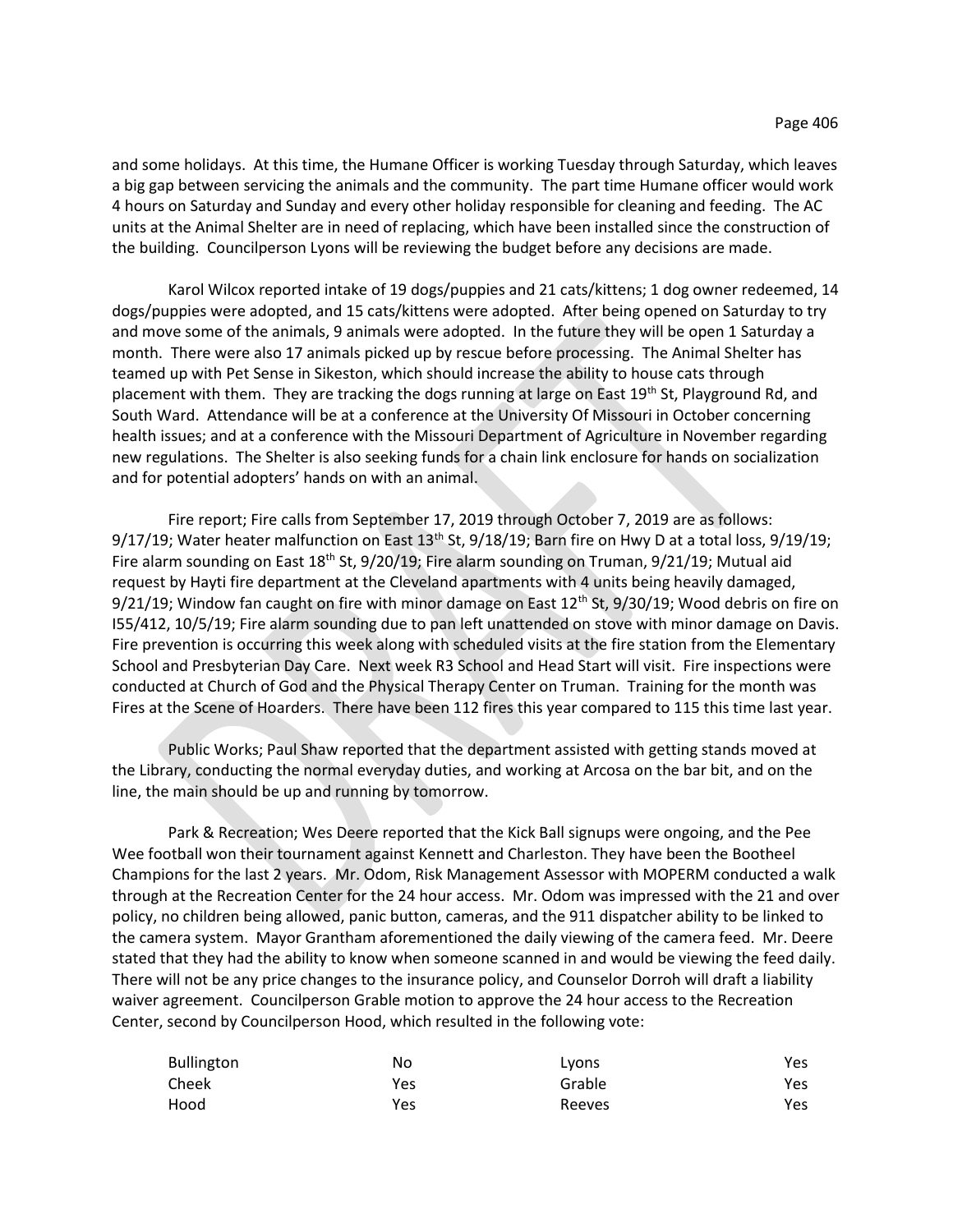and some holidays. At this time, the Humane Officer is working Tuesday through Saturday, which leaves a big gap between servicing the animals and the community. The part time Humane officer would work 4 hours on Saturday and Sunday and every other holiday responsible for cleaning and feeding. The AC units at the Animal Shelter are in need of replacing, which have been installed since the construction of the building. Councilperson Lyons will be reviewing the budget before any decisions are made.

Karol Wilcox reported intake of 19 dogs/puppies and 21 cats/kittens; 1 dog owner redeemed, 14 dogs/puppies were adopted, and 15 cats/kittens were adopted. After being opened on Saturday to try and move some of the animals, 9 animals were adopted. In the future they will be open 1 Saturday a month. There were also 17 animals picked up by rescue before processing. The Animal Shelter has teamed up with Pet Sense in Sikeston, which should increase the ability to house cats through placement with them. They are tracking the dogs running at large on East 19th St, Playground Rd, and South Ward. Attendance will be at a conference at the University Of Missouri in October concerning health issues; and at a conference with the Missouri Department of Agriculture in November regarding new regulations. The Shelter is also seeking funds for a chain link enclosure for hands on socialization and for potential adopters' hands on with an animal.

Fire report; Fire calls from September 17, 2019 through October 7, 2019 are as follows: 9/17/19; Water heater malfunction on East 13th St, 9/18/19; Barn fire on Hwy D at a total loss, 9/19/19; Fire alarm sounding on East 18th St, 9/20/19; Fire alarm sounding on Truman, 9/21/19; Mutual aid request by Hayti fire department at the Cleveland apartments with 4 units being heavily damaged, 9/21/19; Window fan caught on fire with minor damage on East 12th St, 9/30/19; Wood debris on fire on I55/412, 10/5/19; Fire alarm sounding due to pan left unattended on stove with minor damage on Davis. Fire prevention is occurring this week along with scheduled visits at the fire station from the Elementary School and Presbyterian Day Care. Next week R3 School and Head Start will visit. Fire inspections were conducted at Church of God and the Physical Therapy Center on Truman. Training for the month was Fires at the Scene of Hoarders. There have been 112 fires this year compared to 115 this time last year.

Public Works; Paul Shaw reported that the department assisted with getting stands moved at the Library, conducting the normal everyday duties, and working at Arcosa on the bar bit, and on the line, the main should be up and running by tomorrow.

Park & Recreation; Wes Deere reported that the Kick Ball signups were ongoing, and the Pee Wee football won their tournament against Kennett and Charleston. They have been the Bootheel Champions for the last 2 years. Mr. Odom, Risk Management Assessor with MOPERM conducted a walk through at the Recreation Center for the 24 hour access. Mr. Odom was impressed with the 21 and over policy, no children being allowed, panic button, cameras, and the 911 dispatcher ability to be linked to the camera system. Mayor Grantham aforementioned the daily viewing of the camera feed. Mr. Deere stated that they had the ability to know when someone scanned in and would be viewing the feed daily. There will not be any price changes to the insurance policy, and Counselor Dorroh will draft a liability waiver agreement. Councilperson Grable motion to approve the 24 hour access to the Recreation Center, second by Councilperson Hood, which resulted in the following vote:

| | | | |
|---|---|---|---|
| Bullington | No | Lyons | Yes |
| Cheek | Yes | Grable | Yes |
| Hood | Yes | Reeves | Yes |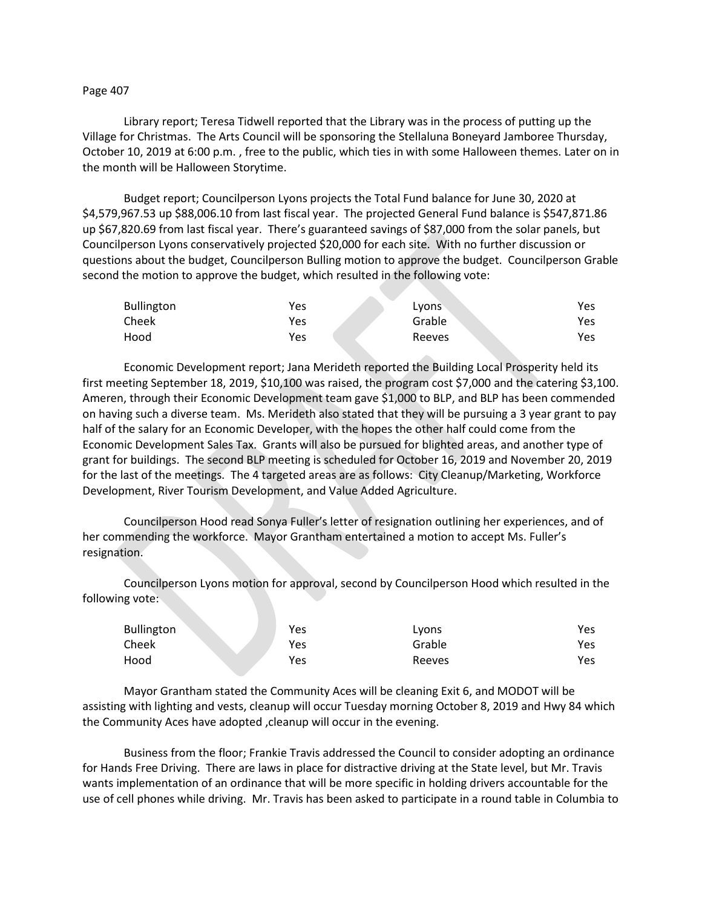Page 407

Library report; Teresa Tidwell reported that the Library was in the process of putting up the Village for Christmas. The Arts Council will be sponsoring the Stellaluna Boneyard Jamboree Thursday, October 10, 2019 at 6:00 p.m. , free to the public, which ties in with some Halloween themes. Later on in the month will be Halloween Storytime.

Budget report; Councilperson Lyons projects the Total Fund balance for June 30, 2020 at $4,579,967.53 up $88,006.10 from last fiscal year. The projected General Fund balance is $547,871.86 up $67,820.69 from last fiscal year. There's guaranteed savings of $87,000 from the solar panels, but Councilperson Lyons conservatively projected $20,000 for each site. With no further discussion or questions about the budget, Councilperson Bulling motion to approve the budget. Councilperson Grable second the motion to approve the budget, which resulted in the following vote:

| | | | |
|---|---|---|---|
| Bullington | Yes | Lyons | Yes |
| Cheek | Yes | Grable | Yes |
| Hood | Yes | Reeves | Yes |

Economic Development report; Jana Merideth reported the Building Local Prosperity held its first meeting September 18, 2019, $10,100 was raised, the program cost $7,000 and the catering $3,100. Ameren, through their Economic Development team gave $1,000 to BLP, and BLP has been commended on having such a diverse team. Ms. Merideth also stated that they will be pursuing a 3 year grant to pay half of the salary for an Economic Developer, with the hopes the other half could come from the Economic Development Sales Tax. Grants will also be pursued for blighted areas, and another type of grant for buildings. The second BLP meeting is scheduled for October 16, 2019 and November 20, 2019 for the last of the meetings. The 4 targeted areas are as follows: City Cleanup/Marketing, Workforce Development, River Tourism Development, and Value Added Agriculture.

Councilperson Hood read Sonya Fuller's letter of resignation outlining her experiences, and of her commending the workforce. Mayor Grantham entertained a motion to accept Ms. Fuller's resignation.

Councilperson Lyons motion for approval, second by Councilperson Hood which resulted in the following vote:

| | | | |
|---|---|---|---|
| Bullington | Yes | Lyons | Yes |
| Cheek | Yes | Grable | Yes |
| Hood | Yes | Reeves | Yes |

Mayor Grantham stated the Community Aces will be cleaning Exit 6, and MODOT will be assisting with lighting and vests, cleanup will occur Tuesday morning October 8, 2019 and Hwy 84 which the Community Aces have adopted ,cleanup will occur in the evening.

Business from the floor; Frankie Travis addressed the Council to consider adopting an ordinance for Hands Free Driving. There are laws in place for distractive driving at the State level, but Mr. Travis wants implementation of an ordinance that will be more specific in holding drivers accountable for the use of cell phones while driving. Mr. Travis has been asked to participate in a round table in Columbia to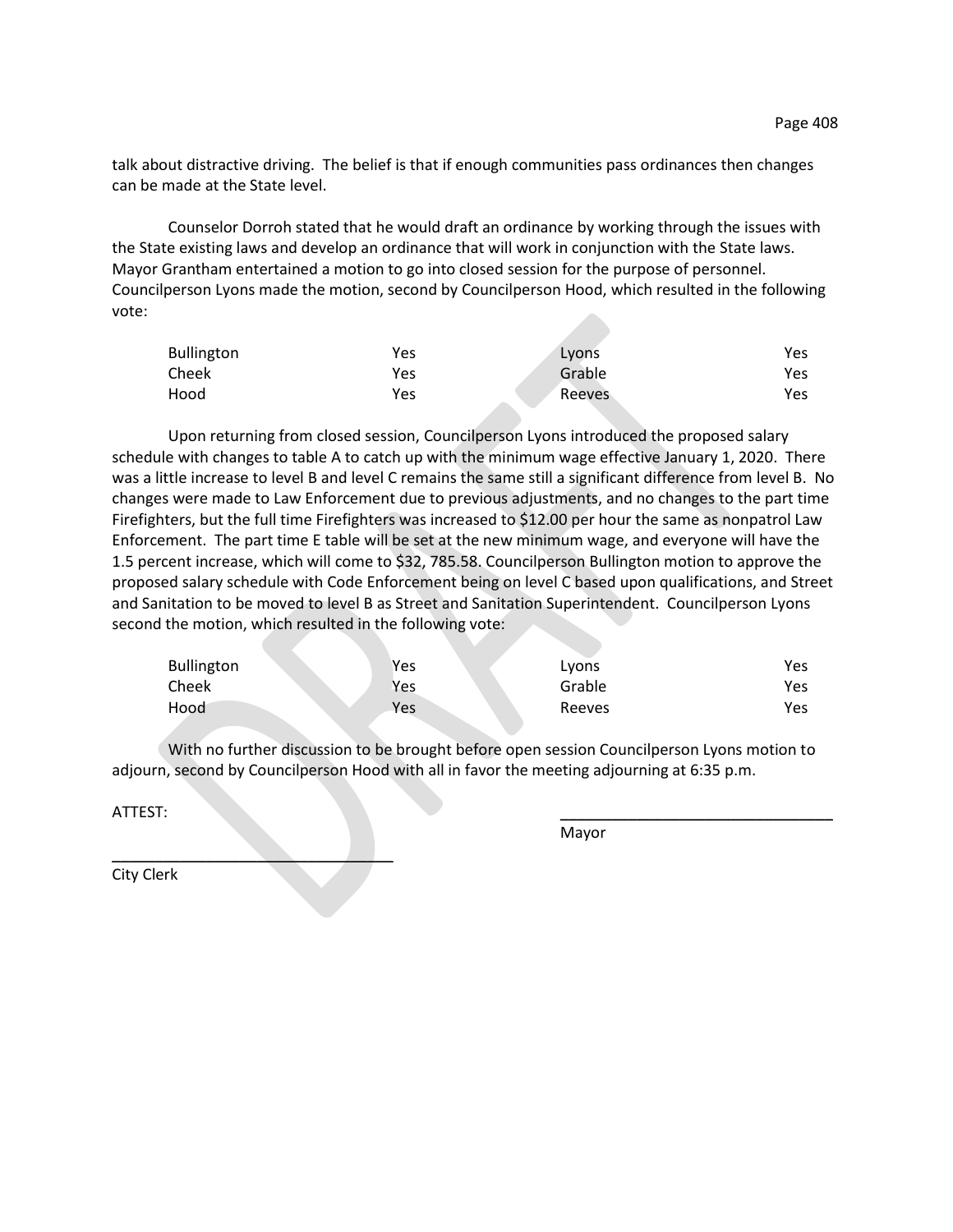talk about distractive driving. The belief is that if enough communities pass ordinances then changes can be made at the State level.

Counselor Dorroh stated that he would draft an ordinance by working through the issues with the State existing laws and develop an ordinance that will work in conjunction with the State laws. Mayor Grantham entertained a motion to go into closed session for the purpose of personnel. Councilperson Lyons made the motion, second by Councilperson Hood, which resulted in the following vote:

| | | | |
|---|---|---|---|
| Bullington | Yes | Lyons | Yes |
| Cheek | Yes | Grable | Yes |
| Hood | Yes | Reeves | Yes |

Upon returning from closed session, Councilperson Lyons introduced the proposed salary schedule with changes to table A to catch up with the minimum wage effective January 1, 2020. There was a little increase to level B and level C remains the same still a significant difference from level B. No changes were made to Law Enforcement due to previous adjustments, and no changes to the part time Firefighters, but the full time Firefighters was increased to $12.00 per hour the same as nonpatrol Law Enforcement. The part time E table will be set at the new minimum wage, and everyone will have the 1.5 percent increase, which will come to $32, 785.58. Councilperson Bullington motion to approve the proposed salary schedule with Code Enforcement being on level C based upon qualifications, and Street and Sanitation to be moved to level B as Street and Sanitation Superintendent. Councilperson Lyons second the motion, which resulted in the following vote:

| | | | |
|---|---|---|---|
| Bullington | Yes | Lyons | Yes |
| Cheek | Yes | Grable | Yes |
| Hood | Yes | Reeves | Yes |

With no further discussion to be brought before open session Councilperson Lyons motion to adjourn, second by Councilperson Hood with all in favor the meeting adjourning at 6:35 p.m.

ATTEST:

________________________________
Mayor

________________________________
City Clerk

DRAFT